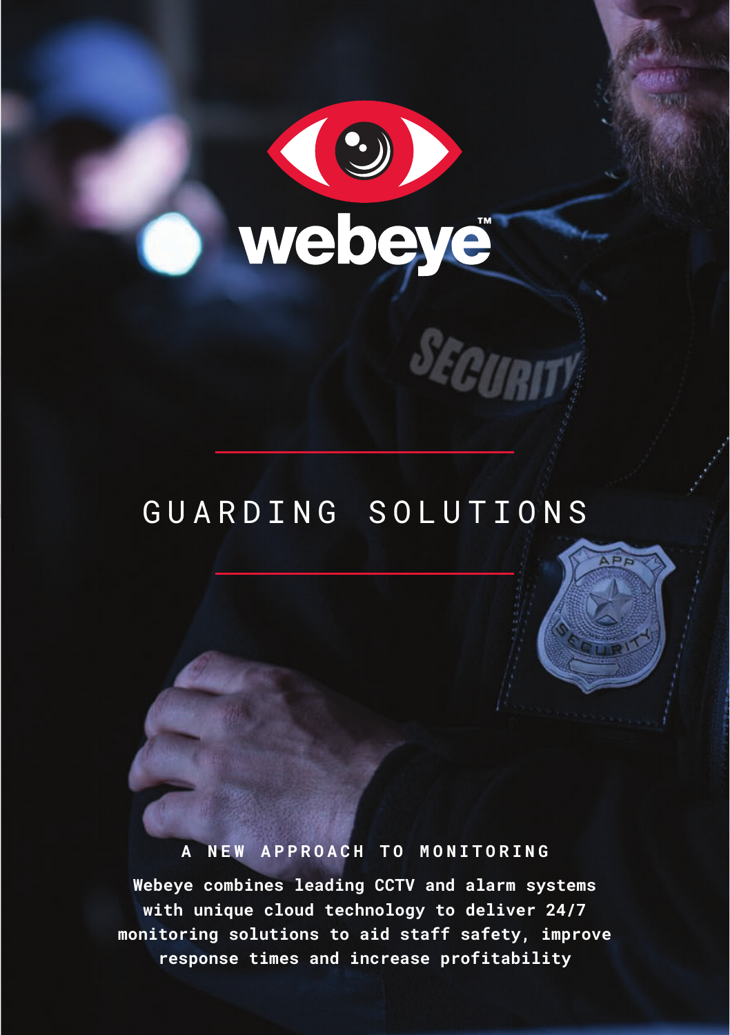# webeye™

## GUARDING SOLUTIONS

### A NEW APPROACH TO MONITORING

**Webeye combines leading CCTV and alarm systems with unique cloud technology to deliver 24/7 monitoring solutions to aid staff safety, improve response times and increase profitability**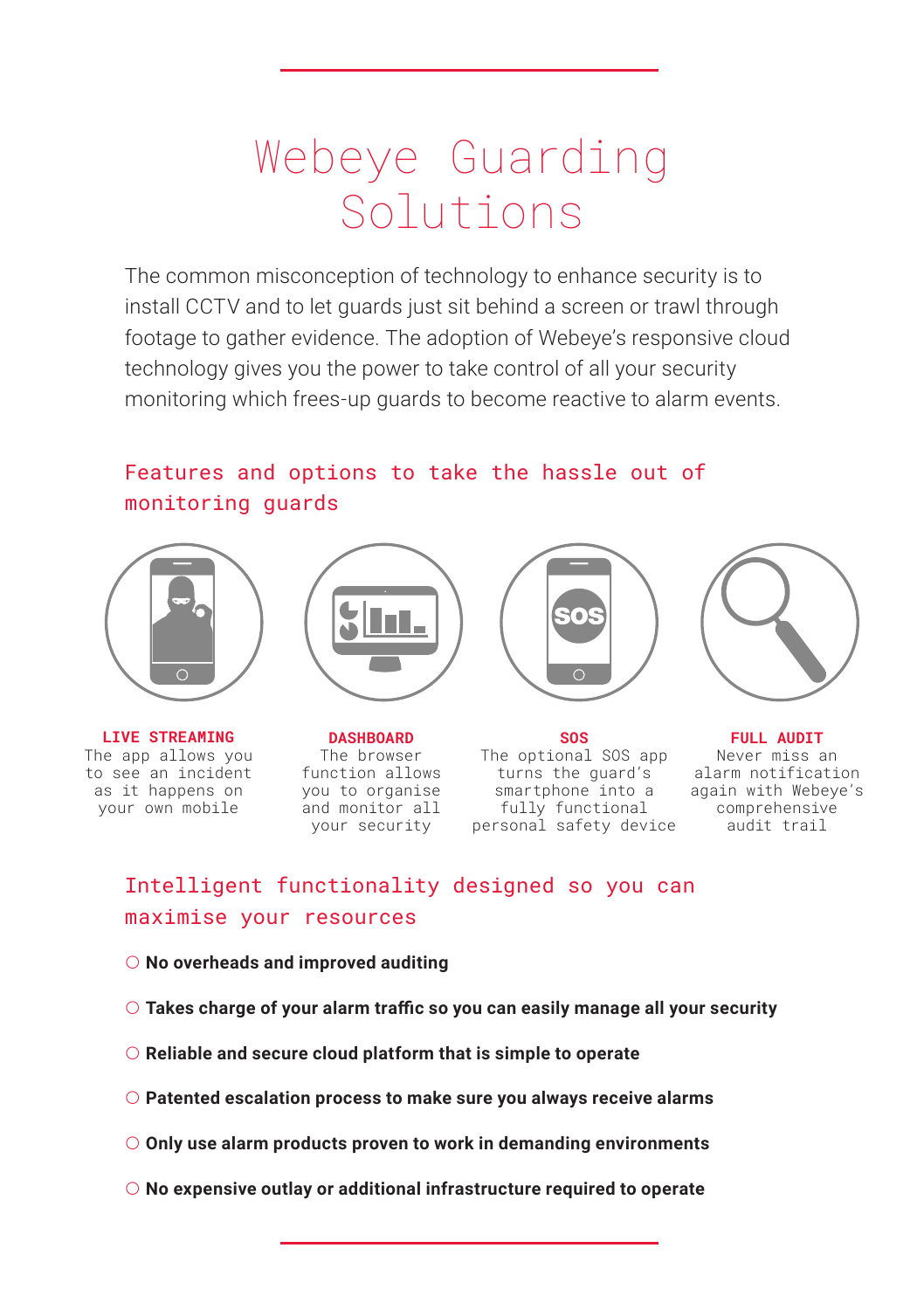# Webeye Guarding Solutions

The common misconception of technology to enhance security is to install CCTV and to let guards just sit behind a screen or trawl through footage to gather evidence. The adoption of Webeye's responsive cloud technology gives you the power to take control of all your security monitoring which frees-up guards to become reactive to alarm events.

## Features and options to take the hassle out of monitoring guards

**LIVE STREAMING**
The app allows you to see an incident as it happens on your own mobile

**DASHBOARD**
The browser function allows you to organise and monitor all your security

**SOS**
The optional SOS app turns the guard's smartphone into a fully functional personal safety device

**FULL AUDIT**
Never miss an alarm notification again with Webeye's comprehensive audit trail

## Intelligent functionality designed so you can maximise your resources

- **No overheads and improved auditing**
- **Takes charge of your alarm traffic so you can easily manage all your security**
- **Reliable and secure cloud platform that is simple to operate**
- **Patented escalation process to make sure you always receive alarms**
- **Only use alarm products proven to work in demanding environments**
- **No expensive outlay or additional infrastructure required to operate**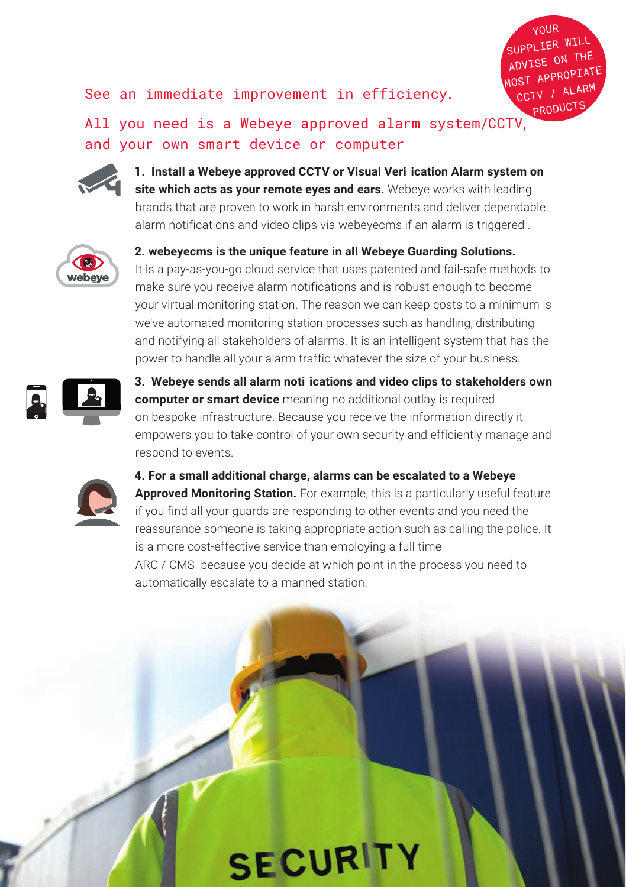YOUR SUPPLIER WILL ADVISE ON THE MOST APPROPRIATE CCTV / ALARM PRODUCTS

See an immediate improvement in efficiency.

All you need is a Webeye approved alarm system/CCTV, and your own smart device or computer

**1. Install a Webeye approved CCTV or Visual Veri ication Alarm system on site which acts as your remote eyes and ears.** Webeye works with leading brands that are proven to work in harsh environments and deliver dependable alarm notifications and video clips via webeyecms if an alarm is triggered .

**2. webeyecms is the unique feature in all Webeye Guarding Solutions.** It is a pay-as-you-go cloud service that uses patented and fail-safe methods to make sure you receive alarm notifications and is robust enough to become your virtual monitoring station. The reason we can keep costs to a minimum is we've automated monitoring station processes such as handling, distributing and notifying all stakeholders of alarms. It is an intelligent system that has the power to handle all your alarm traffic whatever the size of your business.

**3. Webeye sends all alarm noti ications and video clips to stakeholders own computer or smart device** meaning no additional outlay is required on bespoke infrastructure. Because you receive the information directly it empowers you to take control of your own security and efficiently manage and respond to events.

**4. For a small additional charge, alarms can be escalated to a Webeye Approved Monitoring Station.** For example, this is a particularly useful feature if you find all your guards are responding to other events and you need the reassurance someone is taking appropriate action such as calling the police. It is a more cost-effective service than employing a full time ARC / CMS because you decide at which point in the process you need to automatically escalate to a manned station.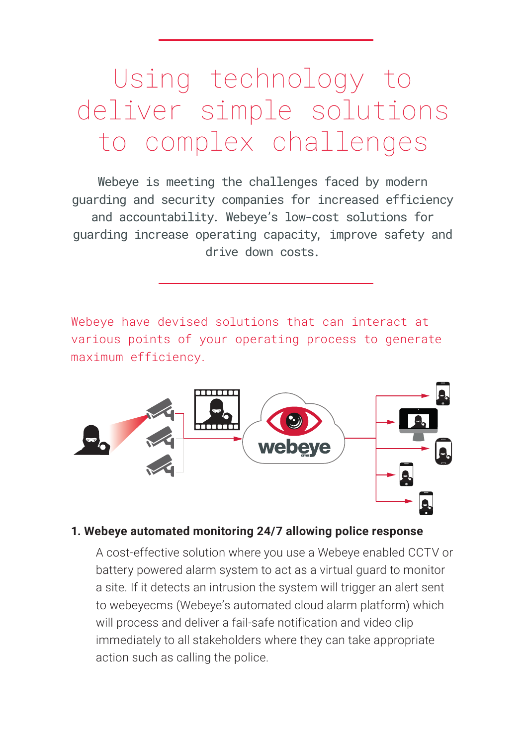# Using technology to deliver simple solutions to complex challenges

Webeye is meeting the challenges faced by modern guarding and security companies for increased efficiency and accountability. Webeye's low-cost solutions for guarding increase operating capacity, improve safety and drive down costs.

Webeye have devised solutions that can interact at various points of your operating process to generate maximum efficiency.

**1. Webeye automated monitoring 24/7 allowing police response**

A cost-effective solution where you use a Webeye enabled CCTV or battery powered alarm system to act as a virtual guard to monitor a site. If it detects an intrusion the system will trigger an alert sent to webeyecms (Webeye's automated cloud alarm platform) which will process and deliver a fail-safe notification and video clip immediately to all stakeholders where they can take appropriate action such as calling the police.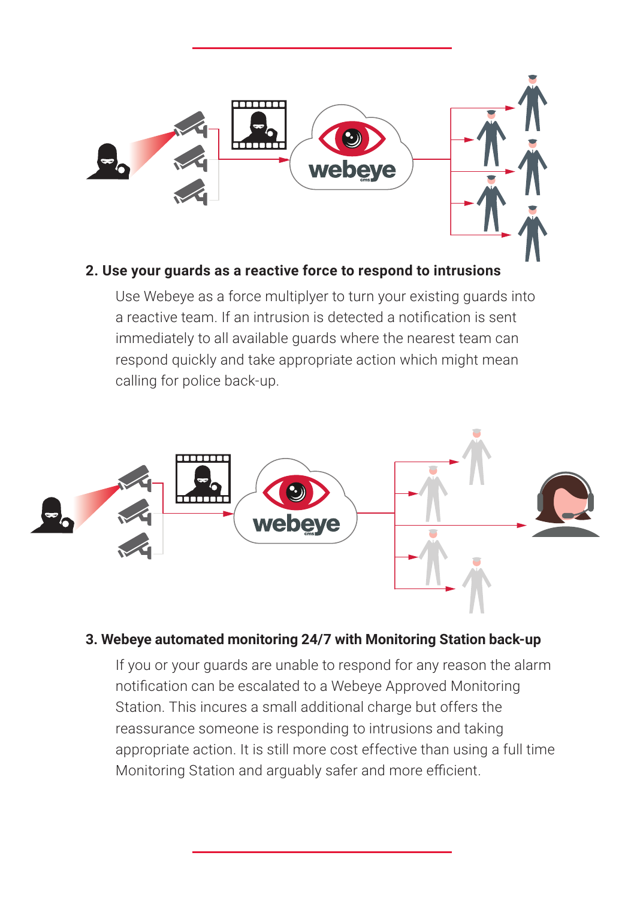## 2. Use your guards as a reactive force to respond to intrusions

Use Webeye as a force multiplyer to turn your existing guards into a reactive team. If an intrusion is detected a notification is sent immediately to all available guards where the nearest team can respond quickly and take appropriate action which might mean calling for police back-up.

## 3. Webeye automated monitoring 24/7 with Monitoring Station back-up

If you or your guards are unable to respond for any reason the alarm notification can be escalated to a Webeye Approved Monitoring Station. This incures a small additional charge but offers the reassurance someone is responding to intrusions and taking appropriate action. It is still more cost effective than using a full time Monitoring Station and arguably safer and more efficient.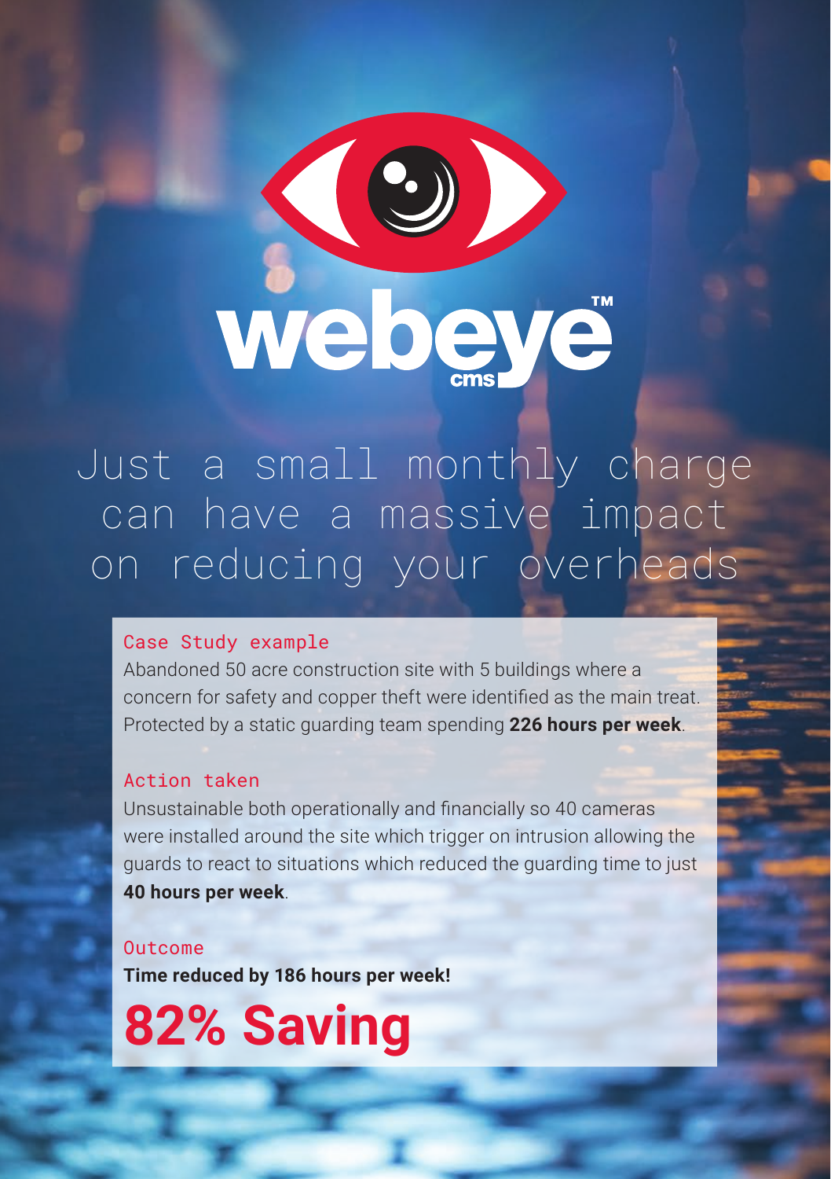webeye™ cms

# Just a small monthly charge can have a massive impact on reducing your overheads

## Case Study example

Abandoned 50 acre construction site with 5 buildings where a concern for safety and copper theft were identified as the main treat. Protected by a static guarding team spending **226 hours per week**.

## Action taken

Unsustainable both operationally and financially so 40 cameras were installed around the site which trigger on intrusion allowing the guards to react to situations which reduced the guarding time to just **40 hours per week**.

## Outcome

**Time reduced by 186 hours per week!**

# 82% Saving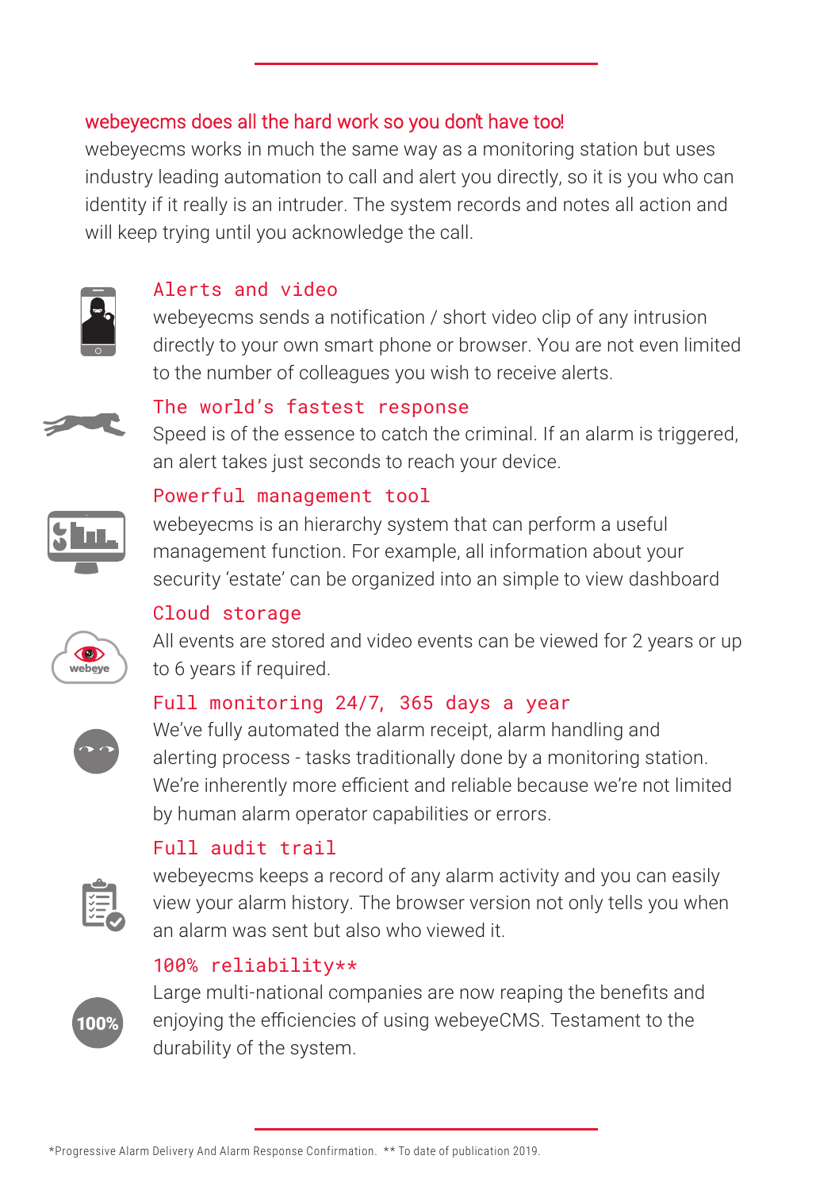## webeyecms does all the hard work so you don't have too!

webeyecms works in much the same way as a monitoring station but uses industry leading automation to call and alert you directly, so it is you who can identity if it really is an intruder. The system records and notes all action and will keep trying until you acknowledge the call.

### Alerts and video

webeyecms sends a notification / short video clip of any intrusion directly to your own smart phone or browser. You are not even limited to the number of colleagues you wish to receive alerts.

### The world's fastest response

Speed is of the essence to catch the criminal. If an alarm is triggered, an alert takes just seconds to reach your device.

### Powerful management tool

webeyecms is an hierarchy system that can perform a useful management function. For example, all information about your security 'estate' can be organized into an simple to view dashboard

### Cloud storage

All events are stored and video events can be viewed for 2 years or up to 6 years if required.

### Full monitoring 24/7, 365 days a year

We've fully automated the alarm receipt, alarm handling and alerting process - tasks traditionally done by a monitoring station. We're inherently more efficient and reliable because we're not limited by human alarm operator capabilities or errors.

### Full audit trail

webeyecms keeps a record of any alarm activity and you can easily view your alarm history. The browser version not only tells you when an alarm was sent but also who viewed it.

### 100% reliability**

Large multi-national companies are now reaping the benefits and enjoying the efficiencies of using webeyeCMS. Testament to the durability of the system.

*Progressive Alarm Delivery And Alarm Response Confirmation. ** To date of publication 2019.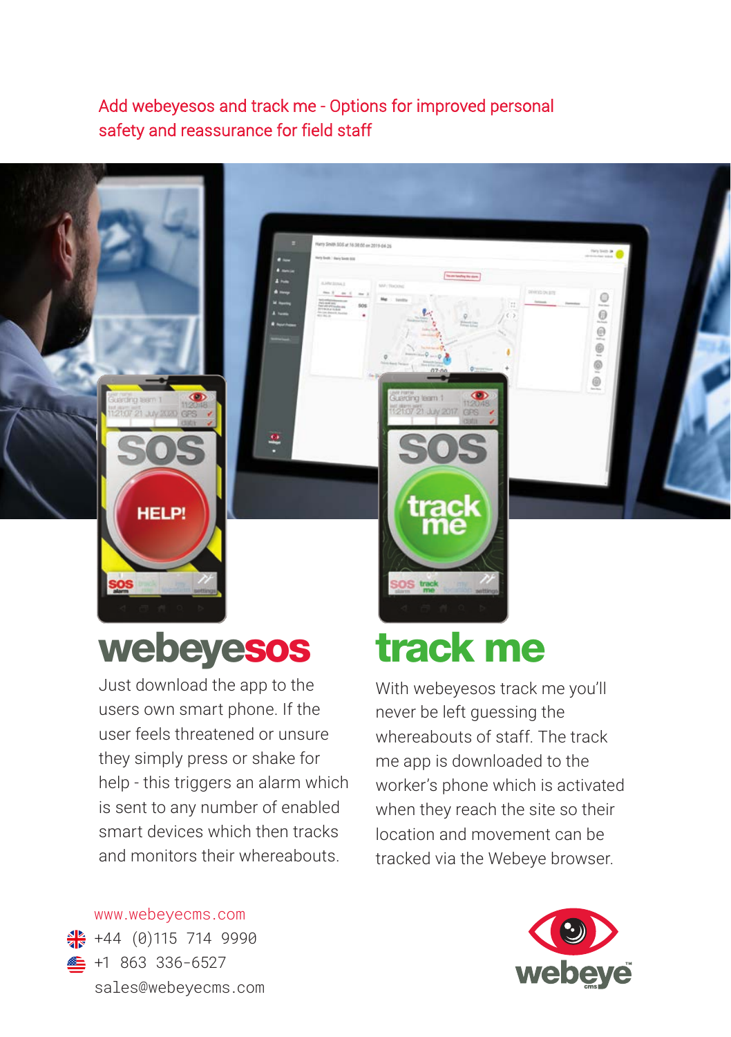Add webeyesos and track me - Options for improved personal safety and reassurance for field staff

## webeyesos

Just download the app to the users own smart phone. If the user feels threatened or unsure they simply press or shake for help - this triggers an alarm which is sent to any number of enabled smart devices which then tracks and monitors their whereabouts.

## track me

With webeyesos track me you'll never be left guessing the whereabouts of staff. The track me app is downloaded to the worker's phone which is activated when they reach the site so their location and movement can be tracked via the Webeye browser.

www.webeyecms.com

+44 (0)115 714 9990

+1 863 336-6527

sales@webeyecms.com

webeye cms